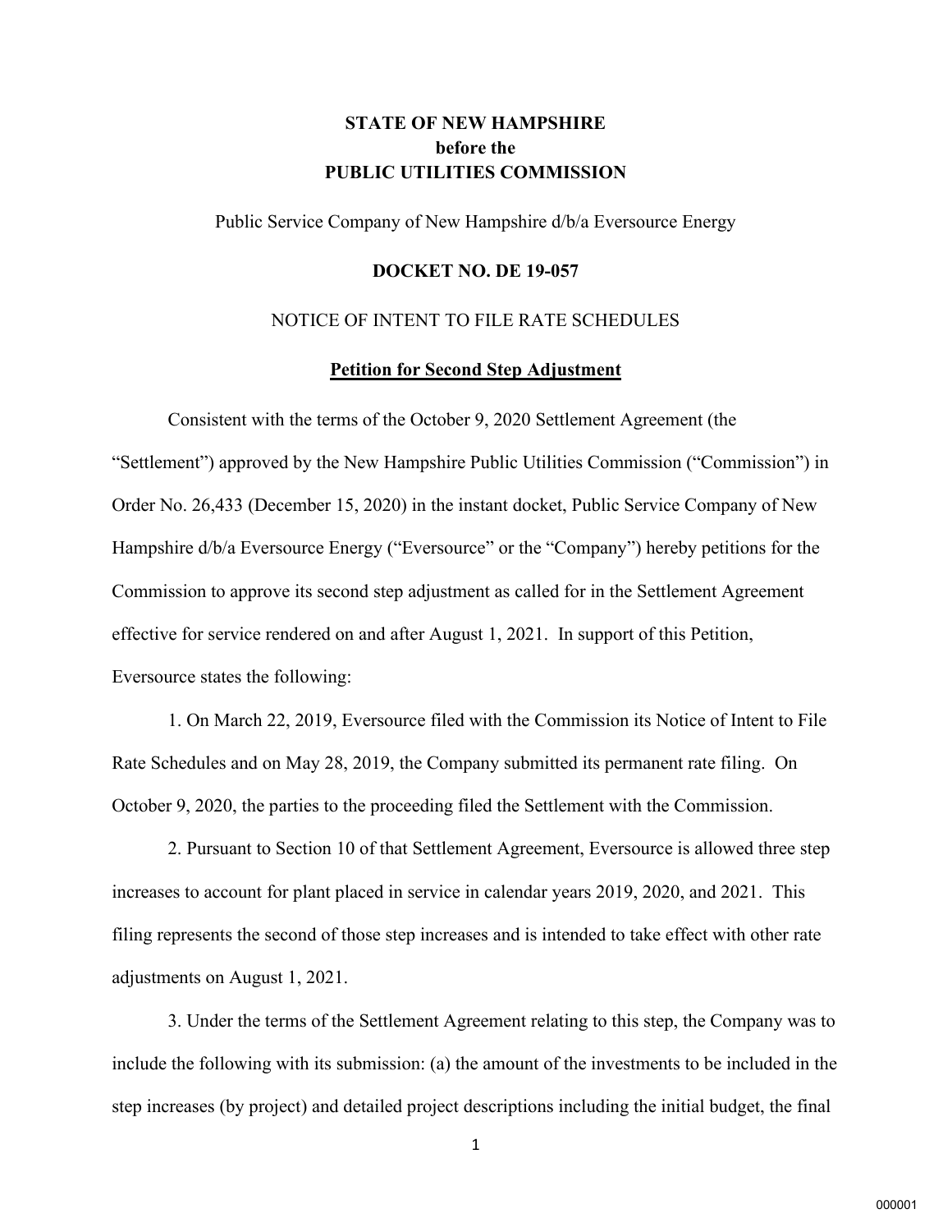**STATE OF NEW HAMPSHIRE**
**before the**
**PUBLIC UTILITIES COMMISSION**

Public Service Company of New Hampshire d/b/a Eversource Energy

**DOCKET NO. DE 19-057**

NOTICE OF INTENT TO FILE RATE SCHEDULES

**Petition for Second Step Adjustment**

Consistent with the terms of the October 9, 2020 Settlement Agreement (the "Settlement") approved by the New Hampshire Public Utilities Commission ("Commission") in Order No. 26,433 (December 15, 2020) in the instant docket, Public Service Company of New Hampshire d/b/a Eversource Energy ("Eversource" or the "Company") hereby petitions for the Commission to approve its second step adjustment as called for in the Settlement Agreement effective for service rendered on and after August 1, 2021. In support of this Petition, Eversource states the following:

1. On March 22, 2019, Eversource filed with the Commission its Notice of Intent to File Rate Schedules and on May 28, 2019, the Company submitted its permanent rate filing. On October 9, 2020, the parties to the proceeding filed the Settlement with the Commission.

2. Pursuant to Section 10 of that Settlement Agreement, Eversource is allowed three step increases to account for plant placed in service in calendar years 2019, 2020, and 2021. This filing represents the second of those step increases and is intended to take effect with other rate adjustments on August 1, 2021.

3. Under the terms of the Settlement Agreement relating to this step, the Company was to include the following with its submission: (a) the amount of the investments to be included in the step increases (by project) and detailed project descriptions including the initial budget, the final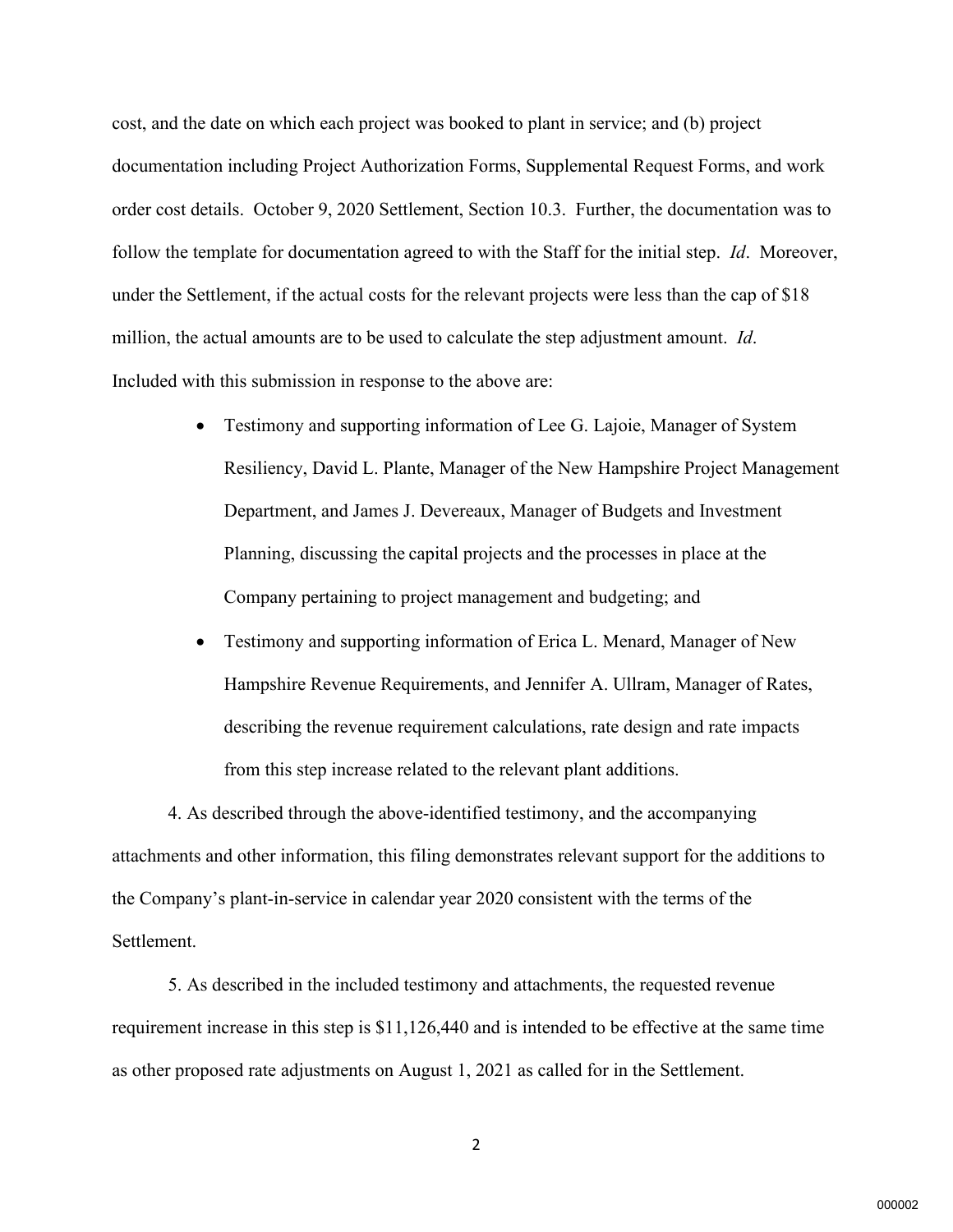cost, and the date on which each project was booked to plant in service; and (b) project documentation including Project Authorization Forms, Supplemental Request Forms, and work order cost details. October 9, 2020 Settlement, Section 10.3. Further, the documentation was to follow the template for documentation agreed to with the Staff for the initial step. *Id*. Moreover, under the Settlement, if the actual costs for the relevant projects were less than the cap of $18 million, the actual amounts are to be used to calculate the step adjustment amount. *Id*. Included with this submission in response to the above are:

- Testimony and supporting information of Lee G. Lajoie, Manager of System Resiliency, David L. Plante, Manager of the New Hampshire Project Management Department, and James J. Devereaux, Manager of Budgets and Investment Planning, discussing the capital projects and the processes in place at the Company pertaining to project management and budgeting; and
- Testimony and supporting information of Erica L. Menard, Manager of New Hampshire Revenue Requirements, and Jennifer A. Ullram, Manager of Rates, describing the revenue requirement calculations, rate design and rate impacts from this step increase related to the relevant plant additions.

4. As described through the above-identified testimony, and the accompanying attachments and other information, this filing demonstrates relevant support for the additions to the Company's plant-in-service in calendar year 2020 consistent with the terms of the Settlement.

5. As described in the included testimony and attachments, the requested revenue requirement increase in this step is $11,126,440 and is intended to be effective at the same time as other proposed rate adjustments on August 1, 2021 as called for in the Settlement.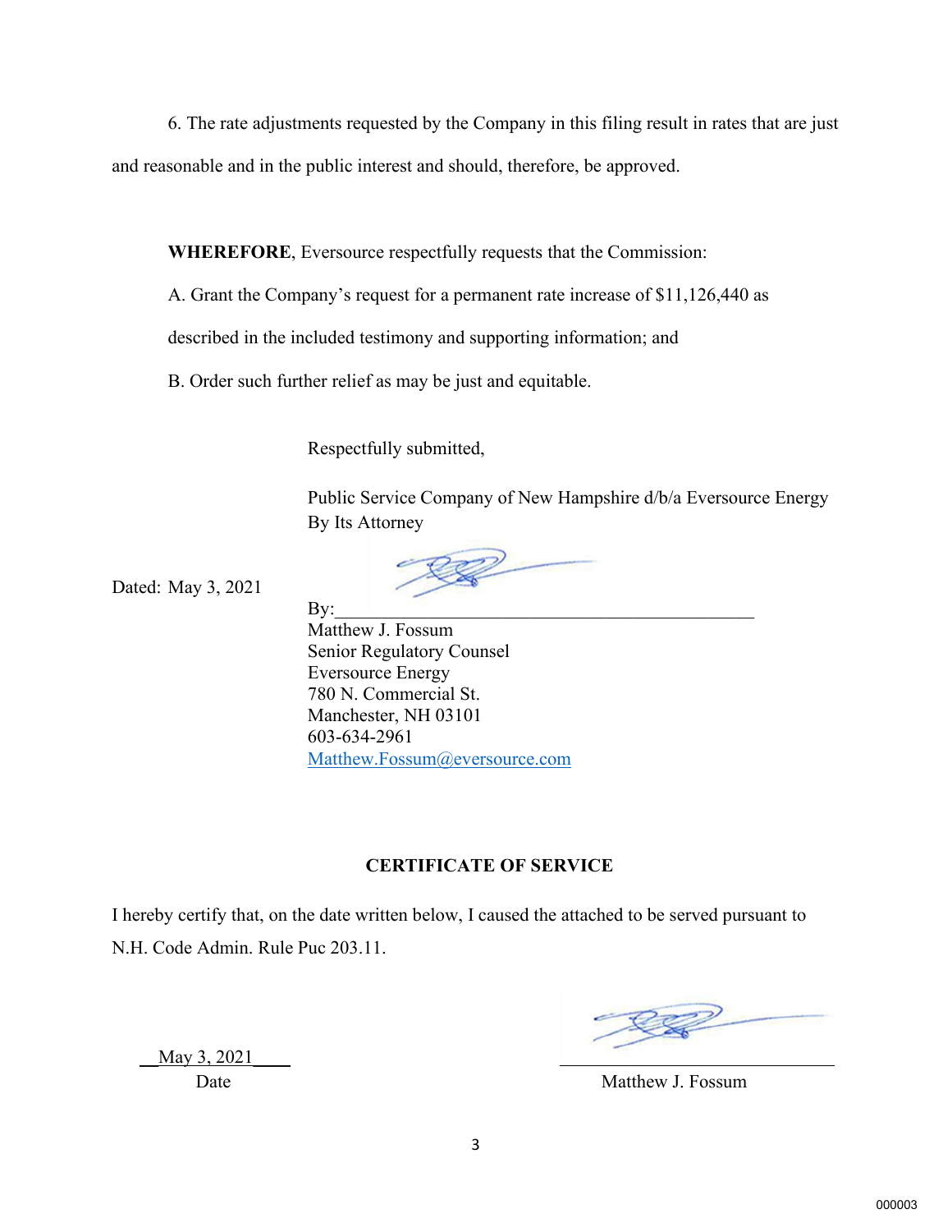6. The rate adjustments requested by the Company in this filing result in rates that are just and reasonable and in the public interest and should, therefore, be approved.

**WHEREFORE**, Eversource respectfully requests that the Commission:

A. Grant the Company's request for a permanent rate increase of $11,126,440 as described in the included testimony and supporting information; and

B. Order such further relief as may be just and equitable.

Respectfully submitted,

Public Service Company of New Hampshire d/b/a Eversource Energy
By Its Attorney

Dated: May 3, 2021

By:_______________________________________________
Matthew J. Fossum
Senior Regulatory Counsel
Eversource Energy
780 N. Commercial St.
Manchester, NH 03101
603-634-2961
Matthew.Fossum@eversource.com

**CERTIFICATE OF SERVICE**

I hereby certify that, on the date written below, I caused the attached to be served pursuant to N.H. Code Admin. Rule Puc 203.11.

__May 3, 2021____
Date

_______________________________
Matthew J. Fossum